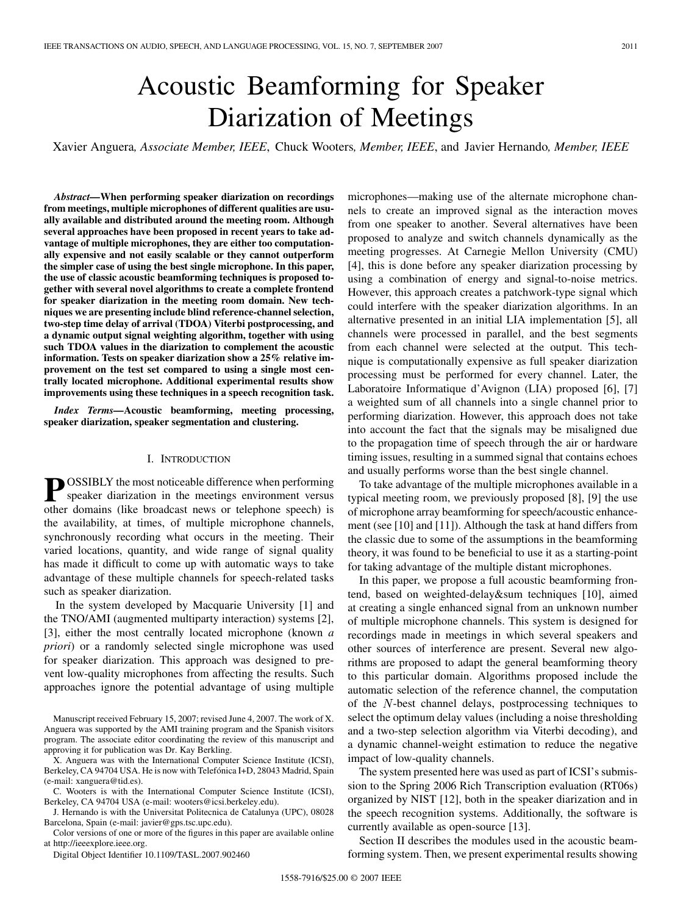# Acoustic Beamforming for Speaker Diarization of Meetings

Xavier Anguera, *Associate Member, IEEE*, Chuck Wooters, *Member, IEEE*, and Javier Hernando, *Member, IEEE*

***Abstract*—When performing speaker diarization on recordings from meetings, multiple microphones of different qualities are usually available and distributed around the meeting room. Although several approaches have been proposed in recent years to take advantage of multiple microphones, they are either too computationally expensive and not easily scalable or they cannot outperform the simpler case of using the best single microphone. In this paper, the use of classic acoustic beamforming techniques is proposed together with several novel algorithms to create a complete frontend for speaker diarization in the meeting room domain. New techniques we are presenting include blind reference-channel selection, two-step time delay of arrival (TDOA) Viterbi postprocessing, and a dynamic output signal weighting algorithm, together with using such TDOA values in the diarization to complement the acoustic information. Tests on speaker diarization show a 25% relative improvement on the test set compared to using a single most centrally located microphone. Additional experimental results show improvements using these techniques in a speech recognition task.**

***Index Terms*—Acoustic beamforming, meeting processing, speaker diarization, speaker segmentation and clustering.**

## I. Introduction

Possibly the most noticeable difference when performing speaker diarization in the meetings environment versus other domains (like broadcast news or telephone speech) is the availability, at times, of multiple microphone channels, synchronously recording what occurs in the meeting. Their varied locations, quantity, and wide range of signal quality has made it difficult to come up with automatic ways to take advantage of these multiple channels for speech-related tasks such as speaker diarization.

In the system developed by Macquarie University [1] and the TNO/AMI (augmented multiparty interaction) systems [2], [3], either the most centrally located microphone (known *a priori*) or a randomly selected single microphone was used for speaker diarization. This approach was designed to prevent low-quality microphones from affecting the results. Such approaches ignore the potential advantage of using multiple microphones—making use of the alternate microphone channels to create an improved signal as the interaction moves from one speaker to another. Several alternatives have been proposed to analyze and switch channels dynamically as the meeting progresses. At Carnegie Mellon University (CMU) [4], this is done before any speaker diarization processing by using a combination of energy and signal-to-noise metrics. However, this approach creates a patchwork-type signal which could interfere with the speaker diarization algorithms. In an alternative presented in an initial LIA implementation [5], all channels were processed in parallel, and the best segments from each channel were selected at the output. This technique is computationally expensive as full speaker diarization processing must be performed for every channel. Later, the Laboratoire Informatique d'Avignon (LIA) proposed [6], [7] a weighted sum of all channels into a single channel prior to performing diarization. However, this approach does not take into account the fact that the signals may be misaligned due to the propagation time of speech through the air or hardware timing issues, resulting in a summed signal that contains echoes and usually performs worse than the best single channel.

To take advantage of the multiple microphones available in a typical meeting room, we previously proposed [8], [9] the use of microphone array beamforming for speech/acoustic enhancement (see [10] and [11]). Although the task at hand differs from the classic due to some of the assumptions in the beamforming theory, it was found to be beneficial to use it as a starting-point for taking advantage of the multiple distant microphones.

In this paper, we propose a full acoustic beamforming frontend, based on weighted-delay&sum techniques [10], aimed at creating a single enhanced signal from an unknown number of multiple microphone channels. This system is designed for recordings made in meetings in which several speakers and other sources of interference are present. Several new algorithms are proposed to adapt the general beamforming theory to this particular domain. Algorithms proposed include the automatic selection of the reference channel, the computation of the $N$-best channel delays, postprocessing techniques to select the optimum delay values (including a noise thresholding and a two-step selection algorithm via Viterbi decoding), and a dynamic channel-weight estimation to reduce the negative impact of low-quality channels.

The system presented here was used as part of ICSI's submission to the Spring 2006 Rich Transcription evaluation (RT06s) organized by NIST [12], both in the speaker diarization and in the speech recognition systems. Additionally, the software is currently available as open-source [13].

Section II describes the modules used in the acoustic beamforming system. Then, we present experimental results showing

Manuscript received February 15, 2007; revised June 4, 2007. The work of X. Anguera was supported by the AMI training program and the Spanish visitors program. The associate editor coordinating the review of this manuscript and approving it for publication was Dr. Kay Berkling.

X. Anguera was with the International Computer Science Institute (ICSI), Berkeley, CA 94704 USA. He is now with Telefónica I+D, 28043 Madrid, Spain (e-mail: xanguera@tid.es).

C. Wooters is with the International Computer Science Institute (ICSI), Berkeley, CA 94704 USA (e-mail: wooters@icsi.berkeley.edu).

J. Hernando is with the Universitat Politecnica de Catalunya (UPC), 08028 Barcelona, Spain (e-mail: javier@gps.tsc.upc.edu).

Color versions of one or more of the figures in this paper are available online at http://ieeexplore.ieee.org.

Digital Object Identifier 10.1109/TASL.2007.902460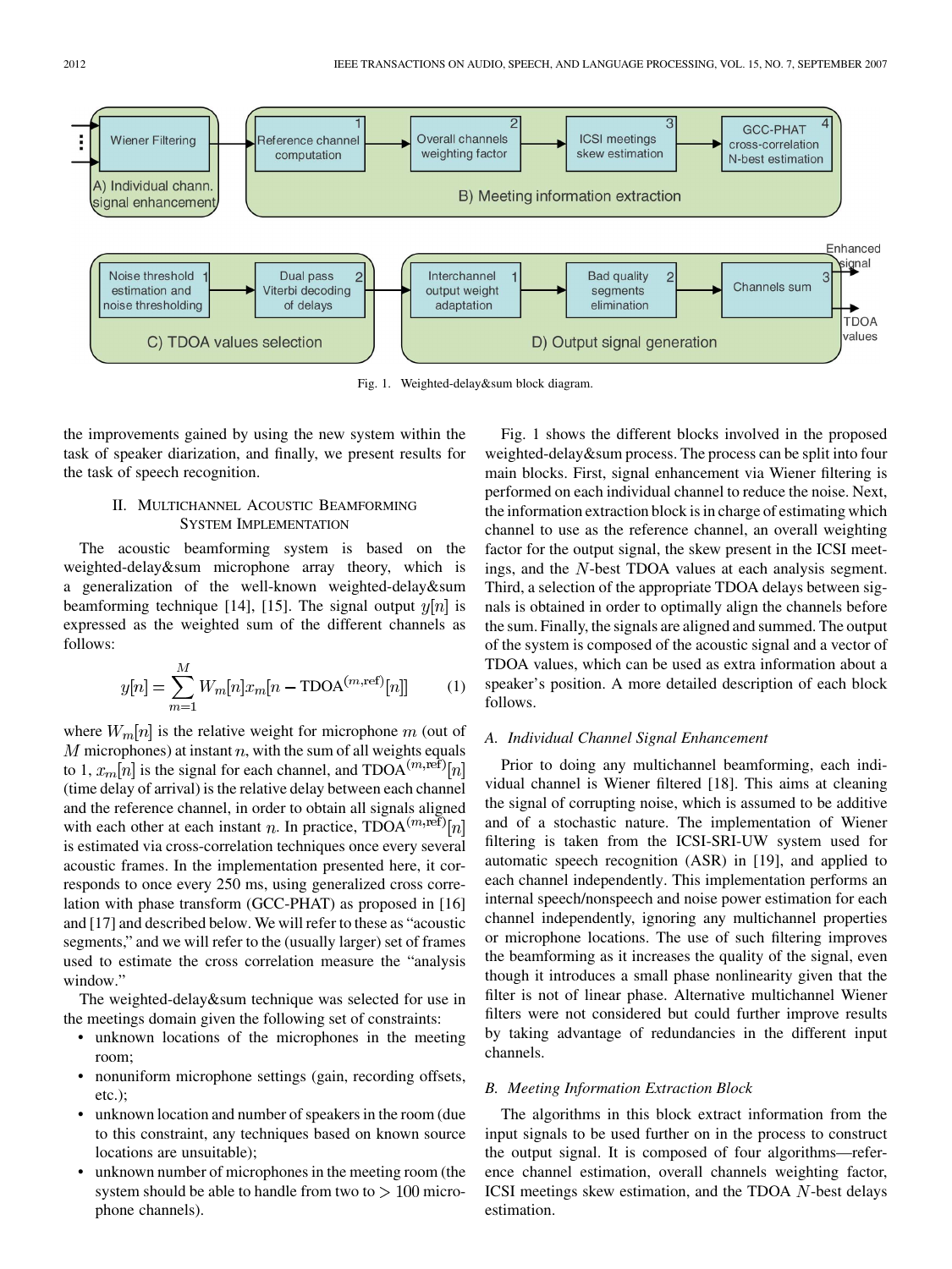Fig. 1. Weighted-delay&sum block diagram.

the improvements gained by using the new system within the task of speaker diarization, and finally, we present results for the task of speech recognition.

## II. Multichannel Acoustic Beamforming System Implementation

The acoustic beamforming system is based on the weighted-delay&sum microphone array theory, which is a generalization of the well-known weighted-delay&sum beamforming technique [14], [15]. The signal output $y[n]$ is expressed as the weighted sum of the different channels as follows:

$$y[n] = \sum_{m=1}^{M} W_m[n] x_m[n - \text{TDOA}^{(m,\text{ref})}[n]] \tag{1}$$

where $W_m[n]$ is the relative weight for microphone $m$ (out of $M$ microphones) at instant $n$, with the sum of all weights equals to 1, $x_m[n]$ is the signal for each channel, and $\text{TDOA}^{(m,\text{ref})}[n]$ (time delay of arrival) is the relative delay between each channel and the reference channel, in order to obtain all signals aligned with each other at each instant $n$. In practice, $\text{TDOA}^{(m,\text{ref})}[n]$ is estimated via cross-correlation techniques once every several acoustic frames. In the implementation presented here, it corresponds to once every 250 ms, using generalized cross correlation with phase transform (GCC-PHAT) as proposed in [16] and [17] and described below. We will refer to these as "acoustic segments," and we will refer to the (usually larger) set of frames used to estimate the cross correlation measure the "analysis window."

The weighted-delay&sum technique was selected for use in the meetings domain given the following set of constraints:

- unknown locations of the microphones in the meeting room;
- nonuniform microphone settings (gain, recording offsets, etc.);
- unknown location and number of speakers in the room (due to this constraint, any techniques based on known source locations are unsuitable);
- unknown number of microphones in the meeting room (the system should be able to handle from two to $> 100$ microphone channels).

Fig. 1 shows the different blocks involved in the proposed weighted-delay&sum process. The process can be split into four main blocks. First, signal enhancement via Wiener filtering is performed on each individual channel to reduce the noise. Next, the information extraction block is in charge of estimating which channel to use as the reference channel, an overall weighting factor for the output signal, the skew present in the ICSI meetings, and the $N$-best TDOA values at each analysis segment. Third, a selection of the appropriate TDOA delays between signals is obtained in order to optimally align the channels before the sum. Finally, the signals are aligned and summed. The output of the system is composed of the acoustic signal and a vector of TDOA values, which can be used as extra information about a speaker's position. A more detailed description of each block follows.

### A. Individual Channel Signal Enhancement

Prior to doing any multichannel beamforming, each individual channel is Wiener filtered [18]. This aims at cleaning the signal of corrupting noise, which is assumed to be additive and of a stochastic nature. The implementation of Wiener filtering is taken from the ICSI-SRI-UW system used for automatic speech recognition (ASR) in [19], and applied to each channel independently. This implementation performs an internal speech/nonspeech and noise power estimation for each channel independently, ignoring any multichannel properties or microphone locations. The use of such filtering improves the beamforming as it increases the quality of the signal, even though it introduces a small phase nonlinearity given that the filter is not of linear phase. Alternative multichannel Wiener filters were not considered but could further improve results by taking advantage of redundancies in the different input channels.

### B. Meeting Information Extraction Block

The algorithms in this block extract information from the input signals to be used further on in the process to construct the output signal. It is composed of four algorithms—reference channel estimation, overall channels weighting factor, ICSI meetings skew estimation, and the TDOA $N$-best delays estimation.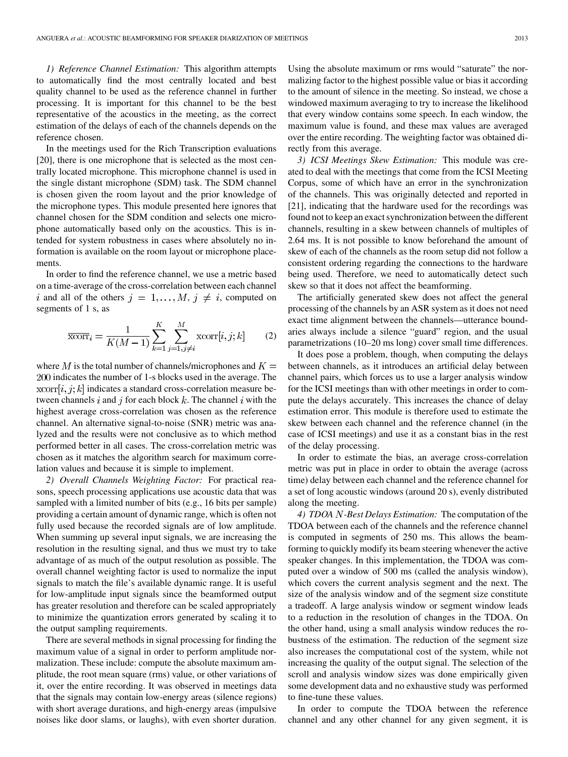*1) Reference Channel Estimation:* This algorithm attempts to automatically find the most centrally located and best quality channel to be used as the reference channel in further processing. It is important for this channel to be the best representative of the acoustics in the meeting, as the correct estimation of the delays of each of the channels depends on the reference chosen.

In the meetings used for the Rich Transcription evaluations [20], there is one microphone that is selected as the most centrally located microphone. This microphone channel is used in the single distant microphone (SDM) task. The SDM channel is chosen given the room layout and the prior knowledge of the microphone types. This module presented here ignores that channel chosen for the SDM condition and selects one microphone automatically based only on the acoustics. This is intended for system robustness in cases where absolutely no information is available on the room layout or microphone placements.

In order to find the reference channel, we use a metric based on a time-average of the cross-correlation between each channel $i$ and all of the others $j = 1, \ldots, M$, $j \neq i$, computed on segments of 1 s, as

$$\overline{\text{xcorr}}_i = \frac{1}{K(M-1)} \sum_{k=1}^{K} \sum_{j=1, j \neq i}^{M} \text{xcorr}[i, j; k] \qquad (2)$$

where $M$ is the total number of channels/microphones and $K = 200$ indicates the number of 1-s blocks used in the average. The $\text{xcorr}[i, j; k]$ indicates a standard cross-correlation measure between channels $i$ and $j$ for each block $k$. The channel $i$ with the highest average cross-correlation was chosen as the reference channel. An alternative signal-to-noise (SNR) metric was analyzed and the results were not conclusive as to which method performed better in all cases. The cross-correlation metric was chosen as it matches the algorithm search for maximum correlation values and because it is simple to implement.

*2) Overall Channels Weighting Factor:* For practical reasons, speech processing applications use acoustic data that was sampled with a limited number of bits (e.g., 16 bits per sample) providing a certain amount of dynamic range, which is often not fully used because the recorded signals are of low amplitude. When summing up several input signals, we are increasing the resolution in the resulting signal, and thus we must try to take advantage of as much of the output resolution as possible. The overall channel weighting factor is used to normalize the input signals to match the file's available dynamic range. It is useful for low-amplitude input signals since the beamformed output has greater resolution and therefore can be scaled appropriately to minimize the quantization errors generated by scaling it to the output sampling requirements.

There are several methods in signal processing for finding the maximum value of a signal in order to perform amplitude normalization. These include: compute the absolute maximum amplitude, the root mean square (rms) value, or other variations of it, over the entire recording. It was observed in meetings data that the signals may contain low-energy areas (silence regions) with short average durations, and high-energy areas (impulsive noises like door slams, or laughs), with even shorter duration. Using the absolute maximum or rms would "saturate" the normalizing factor to the highest possible value or bias it according to the amount of silence in the meeting. So instead, we chose a windowed maximum averaging to try to increase the likelihood that every window contains some speech. In each window, the maximum value is found, and these max values are averaged over the entire recording. The weighting factor was obtained directly from this average.

*3) ICSI Meetings Skew Estimation:* This module was created to deal with the meetings that come from the ICSI Meeting Corpus, some of which have an error in the synchronization of the channels. This was originally detected and reported in [21], indicating that the hardware used for the recordings was found not to keep an exact synchronization between the different channels, resulting in a skew between channels of multiples of 2.64 ms. It is not possible to know beforehand the amount of skew of each of the channels as the room setup did not follow a consistent ordering regarding the connections to the hardware being used. Therefore, we need to automatically detect such skew so that it does not affect the beamforming.

The artificially generated skew does not affect the general processing of the channels by an ASR system as it does not need exact time alignment between the channels—utterance boundaries always include a silence "guard" region, and the usual parametrizations (10–20 ms long) cover small time differences.

It does pose a problem, though, when computing the delays between channels, as it introduces an artificial delay between channel pairs, which forces us to use a larger analysis window for the ICSI meetings than with other meetings in order to compute the delays accurately. This increases the chance of delay estimation error. This module is therefore used to estimate the skew between each channel and the reference channel (in the case of ICSI meetings) and use it as a constant bias in the rest of the delay processing.

In order to estimate the bias, an average cross-correlation metric was put in place in order to obtain the average (across time) delay between each channel and the reference channel for a set of long acoustic windows (around 20 s), evenly distributed along the meeting.

*4) TDOA $N$-Best Delays Estimation:* The computation of the TDOA between each of the channels and the reference channel is computed in segments of 250 ms. This allows the beamforming to quickly modify its beam steering whenever the active speaker changes. In this implementation, the TDOA was computed over a window of 500 ms (called the analysis window), which covers the current analysis segment and the next. The size of the analysis window and of the segment size constitute a tradeoff. A large analysis window or segment window leads to a reduction in the resolution of changes in the TDOA. On the other hand, using a small analysis window reduces the robustness of the estimation. The reduction of the segment size also increases the computational cost of the system, while not increasing the quality of the output signal. The selection of the scroll and analysis window sizes was done empirically given some development data and no exhaustive study was performed to fine-tune these values.

In order to compute the TDOA between the reference channel and any other channel for any given segment, it is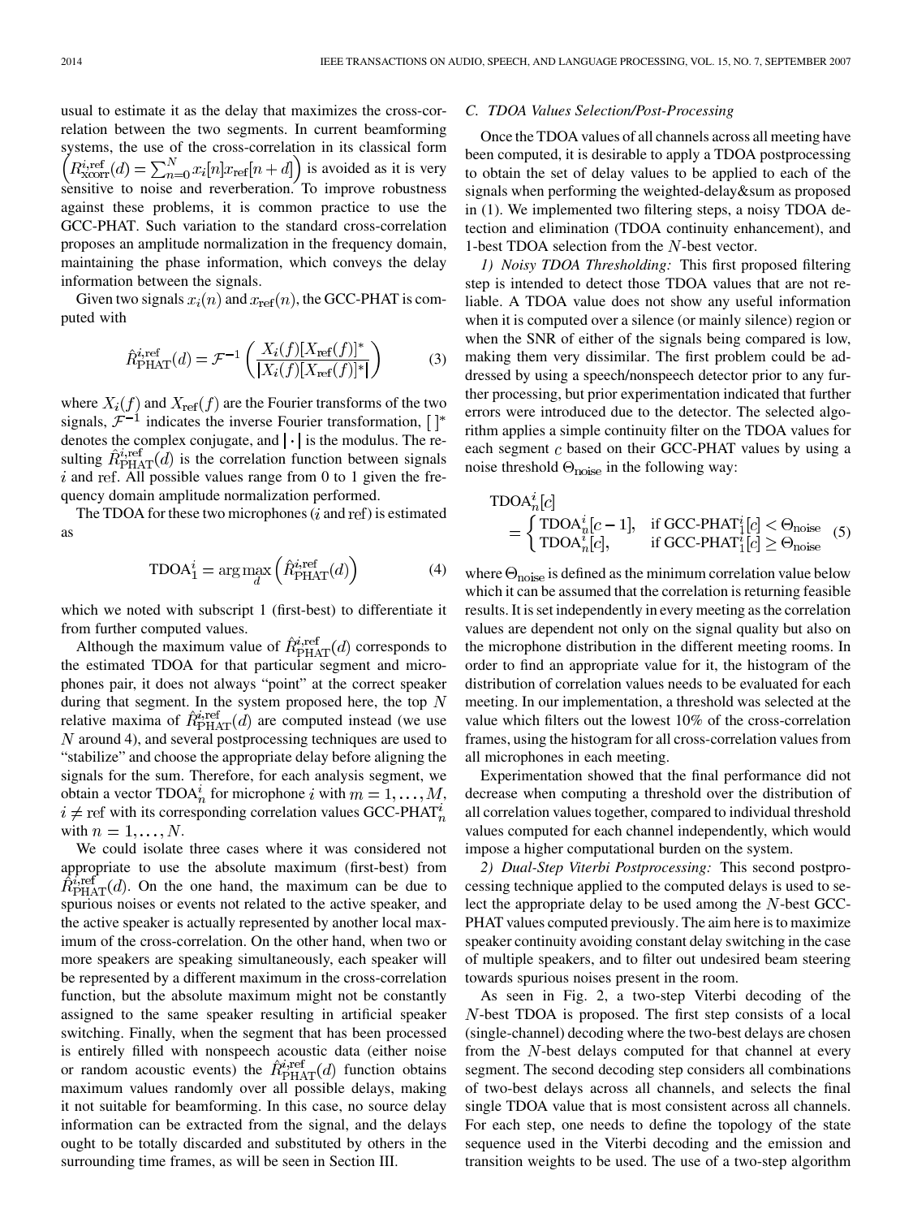usual to estimate it as the delay that maximizes the cross-correlation between the two segments. In current beamforming systems, the use of the cross-correlation in its classical form $\left(R_{\text{xcorr}}^{i,\text{ref}}(d) = \sum_{n=0}^{N} x_i[n]x_{\text{ref}}[n+d]\right)$ is avoided as it is very sensitive to noise and reverberation. To improve robustness against these problems, it is common practice to use the GCC-PHAT. Such variation to the standard cross-correlation proposes an amplitude normalization in the frequency domain, maintaining the phase information, which conveys the delay information between the signals.

Given two signals $x_i(n)$ and $x_{\text{ref}}(n)$, the GCC-PHAT is computed with

$$\hat{R}_{\text{PHAT}}^{i,\text{ref}}(d) = \mathcal{F}^{-1}\left(\frac{X_i(f)[X_{\text{ref}}(f)]^*}{|X_i(f)[X_{\text{ref}}(f)]^*|}\right) \tag{3}$$

where $X_i(f)$ and $X_{\text{ref}}(f)$ are the Fourier transforms of the two signals, $\mathcal{F}^{-1}$ indicates the inverse Fourier transformation, $[\,]^*$ denotes the complex conjugate, and $|\cdot|$ is the modulus. The resulting $\hat{R}_{\text{PHAT}}^{i,\text{ref}}(d)$ is the correlation function between signals $i$ and ref. All possible values range from 0 to 1 given the frequency domain amplitude normalization performed.

The TDOA for these two microphones ($i$ and ref) is estimated as

$$\text{TDOA}_1^i = \arg\max_d \left(\hat{R}_{\text{PHAT}}^{i,\text{ref}}(d)\right) \tag{4}$$

which we noted with subscript 1 (first-best) to differentiate it from further computed values.

Although the maximum value of $\hat{R}_{\text{PHAT}}^{i,\text{ref}}(d)$ corresponds to the estimated TDOA for that particular segment and microphones pair, it does not always "point" at the correct speaker during that segment. In the system proposed here, the top $N$ relative maxima of $\hat{R}_{\text{PHAT}}^{i,\text{ref}}(d)$ are computed instead (we use $N$ around 4), and several postprocessing techniques are used to "stabilize" and choose the appropriate delay before aligning the signals for the sum. Therefore, for each analysis segment, we obtain a vector $\text{TDOA}_n^i$ for microphone $i$ with $m = 1, \ldots, M$, $i \neq \text{ref}$ with its corresponding correlation values $\text{GCC-PHAT}_n^i$ with $n = 1, \ldots, N$.

We could isolate three cases where it was considered not appropriate to use the absolute maximum (first-best) from $\hat{R}_{\text{PHAT}}^{i,\text{ref}}(d)$. On the one hand, the maximum can be due to spurious noises or events not related to the active speaker, and the active speaker is actually represented by another local maximum of the cross-correlation. On the other hand, when two or more speakers are speaking simultaneously, each speaker will be represented by a different maximum in the cross-correlation function, but the absolute maximum might not be constantly assigned to the same speaker resulting in artificial speaker switching. Finally, when the segment that has been processed is entirely filled with nonspeech acoustic data (either noise or random acoustic events) the $\hat{R}_{\text{PHAT}}^{i,\text{ref}}(d)$ function obtains maximum values randomly over all possible delays, making it not suitable for beamforming. In this case, no source delay information can be extracted from the signal, and the delays ought to be totally discarded and substituted by others in the surrounding time frames, as will be seen in Section III.

### C. TDOA Values Selection/Post-Processing

Once the TDOA values of all channels across all meeting have been computed, it is desirable to apply a TDOA postprocessing to obtain the set of delay values to be applied to each of the signals when performing the weighted-delay&sum as proposed in (1). We implemented two filtering steps, a noisy TDOA detection and elimination (TDOA continuity enhancement), and 1-best TDOA selection from the $N$-best vector.

*1) Noisy TDOA Thresholding:* This first proposed filtering step is intended to detect those TDOA values that are not reliable. A TDOA value does not show any useful information when it is computed over a silence (or mainly silence) region or when the SNR of either of the signals being compared is low, making them very dissimilar. The first problem could be addressed by using a speech/nonspeech detector prior to any further processing, but prior experimentation indicated that further errors were introduced due to the detector. The selected algorithm applies a simple continuity filter on the TDOA values for each segment $c$ based on their GCC-PHAT values by using a noise threshold $\Theta_{\text{noise}}$ in the following way:

$$\text{TDOA}_n^i[c] = \begin{cases} \text{TDOA}_n^i[c-1], & \text{if GCC-PHAT}_1^i[c] < \Theta_{\text{noise}} \\ \text{TDOA}_n^i[c], & \text{if GCC-PHAT}_1^i[c] \geq \Theta_{\text{noise}} \end{cases} \tag{5}$$

where $\Theta_{\text{noise}}$ is defined as the minimum correlation value below which it can be assumed that the correlation is returning feasible results. It is set independently in every meeting as the correlation values are dependent not only on the signal quality but also on the microphone distribution in the different meeting rooms. In order to find an appropriate value for it, the histogram of the distribution of correlation values needs to be evaluated for each meeting. In our implementation, a threshold was selected at the value which filters out the lowest 10% of the cross-correlation frames, using the histogram for all cross-correlation values from all microphones in each meeting.

Experimentation showed that the final performance did not decrease when computing a threshold over the distribution of all correlation values together, compared to individual threshold values computed for each channel independently, which would impose a higher computational burden on the system.

*2) Dual-Step Viterbi Postprocessing:* This second postprocessing technique applied to the computed delays is used to select the appropriate delay to be used among the $N$-best GCC-PHAT values computed previously. The aim here is to maximize speaker continuity avoiding constant delay switching in the case of multiple speakers, and to filter out undesired beam steering towards spurious noises present in the room.

As seen in Fig. 2, a two-step Viterbi decoding of the $N$-best TDOA is proposed. The first step consists of a local (single-channel) decoding where the two-best delays are chosen from the $N$-best delays computed for that channel at every segment. The second decoding step considers all combinations of two-best delays across all channels, and selects the final single TDOA value that is most consistent across all channels. For each step, one needs to define the topology of the state sequence used in the Viterbi decoding and the emission and transition weights to be used. The use of a two-step algorithm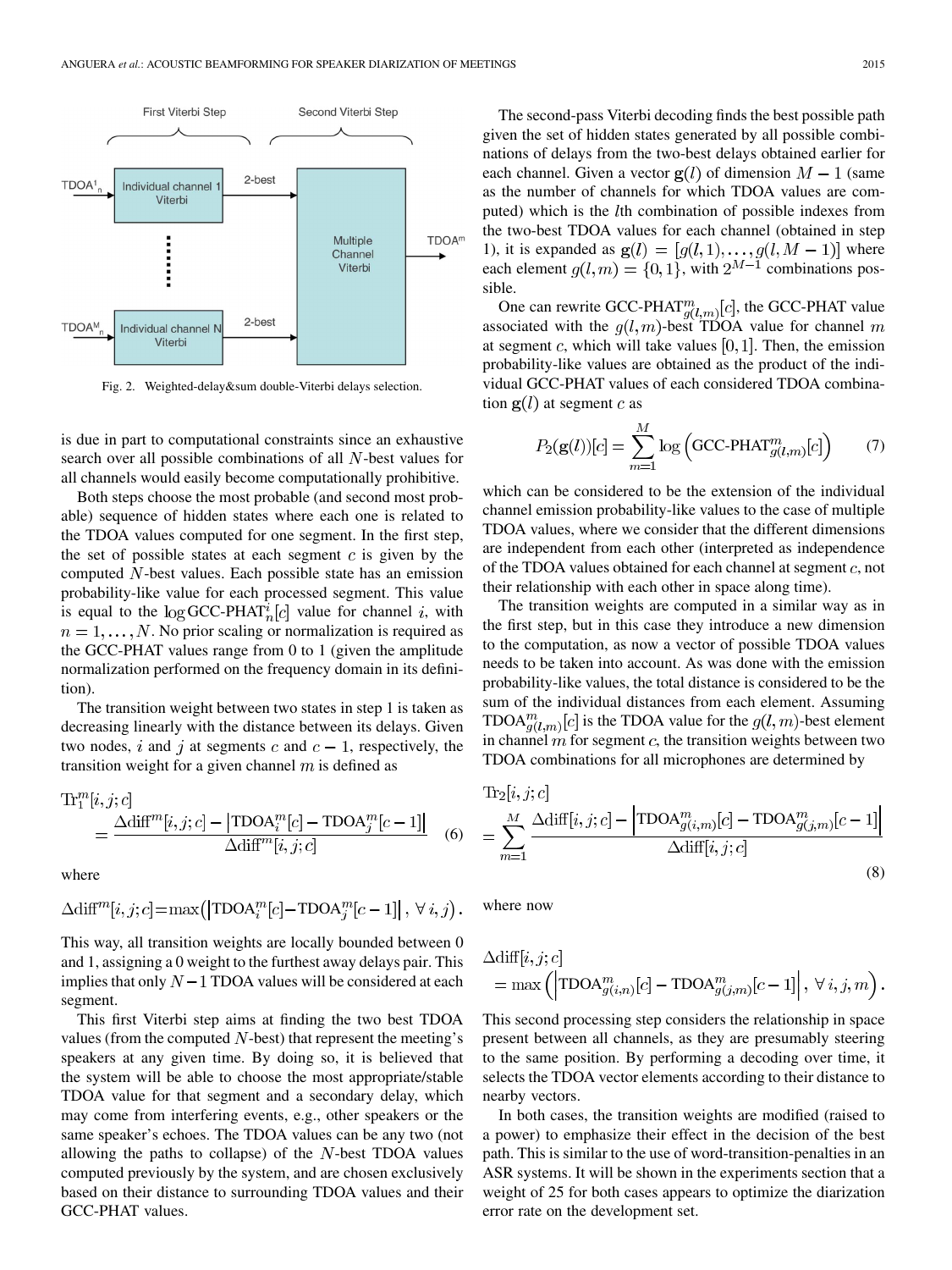Fig. 2. Weighted-delay&sum double-Viterbi delays selection.

is due in part to computational constraints since an exhaustive search over all possible combinations of all $N$-best values for all channels would easily become computationally prohibitive.

Both steps choose the most probable (and second most probable) sequence of hidden states where each one is related to the TDOA values computed for one segment. In the first step, the set of possible states at each segment $c$ is given by the computed $N$-best values. Each possible state has an emission probability-like value for each processed segment. This value is equal to the $\log \text{GCC-PHAT}_n^i[c]$ value for channel $i$, with $n = 1, \ldots, N$. No prior scaling or normalization is required as the GCC-PHAT values range from 0 to 1 (given the amplitude normalization performed on the frequency domain in its definition).

The transition weight between two states in step 1 is taken as decreasing linearly with the distance between its delays. Given two nodes, $i$ and $j$ at segments $c$ and $c-1$, respectively, the transition weight for a given channel $m$ is defined as

$$\text{Tr}_1^m[i,j;c] = \frac{\Delta\text{diff}^m[i,j;c] - \left|\text{TDOA}_i^m[c] - \text{TDOA}_j^m[c-1]\right|}{\Delta\text{diff}^m[i,j;c]} \tag{6}$$

where

$$\Delta\text{diff}^m[i,j;c] = \max\left(\left|\text{TDOA}_i^m[c] - \text{TDOA}_j^m[c-1]\right|, \forall i,j\right).$$

This way, all transition weights are locally bounded between 0 and 1, assigning a 0 weight to the furthest away delays pair. This implies that only $N-1$ TDOA values will be considered at each segment.

This first Viterbi step aims at finding the two best TDOA values (from the computed $N$-best) that represent the meeting's speakers at any given time. By doing so, it is believed that the system will be able to choose the most appropriate/stable TDOA value for that segment and a secondary delay, which may come from interfering events, e.g., other speakers or the same speaker's echoes. The TDOA values can be any two (not allowing the paths to collapse) of the $N$-best TDOA values computed previously by the system, and are chosen exclusively based on their distance to surrounding TDOA values and their GCC-PHAT values.

The second-pass Viterbi decoding finds the best possible path given the set of hidden states generated by all possible combinations of delays from the two-best delays obtained earlier for each channel. Given a vector $\mathbf{g}(l)$ of dimension $M-1$ (same as the number of channels for which TDOA values are computed) which is the $l$th combination of possible indexes from the two-best TDOA values for each channel (obtained in step 1), it is expanded as $\mathbf{g}(l) = [g(l,1), \ldots, g(l, M-1)]$ where each element $g(l,m) = \{0, 1\}$, with $2^{M-1}$ combinations possible.

One can rewrite $\text{GCC-PHAT}_{g(l,m)}^m[c]$, the GCC-PHAT value associated with the $g(l,m)$-best TDOA value for channel $m$ at segment $c$, which will take values $[0, 1]$. Then, the emission probability-like values are obtained as the product of the individual GCC-PHAT values of each considered TDOA combination $\mathbf{g}(l)$ at segment $c$ as

$$P_2(\mathbf{g}(l))[c] = \sum_{m=1}^{M} \log\left(\text{GCC-PHAT}_{g(l,m)}^m[c]\right) \tag{7}$$

which can be considered to be the extension of the individual channel emission probability-like values to the case of multiple TDOA values, where we consider that the different dimensions are independent from each other (interpreted as independence of the TDOA values obtained for each channel at segment $c$, not their relationship with each other in space along time).

The transition weights are computed in a similar way as in the first step, but in this case they introduce a new dimension to the computation, as now a vector of possible TDOA values needs to be taken into account. As was done with the emission probability-like values, the total distance is considered to be the sum of the individual distances from each element. Assuming $\text{TDOA}_{g(l,m)}^m[c]$ is the TDOA value for the $g(l,m)$-best element in channel $m$ for segment $c$, the transition weights between two TDOA combinations for all microphones are determined by

$$\text{Tr}_2[i,j;c] = \sum_{m=1}^{M} \frac{\Delta\text{diff}[i,j;c] - \left|\text{TDOA}_{g(i,m)}^m[c] - \text{TDOA}_{g(j,m)}^m[c-1]\right|}{\Delta\text{diff}[i,j;c]} \tag{8}$$

where now

$$\Delta\text{diff}[i,j;c] = \max\left(\left|\text{TDOA}_{g(i,n)}^m[c] - \text{TDOA}_{g(j,m)}^m[c-1]\right|, \forall i,j,m\right).$$

This second processing step considers the relationship in space present between all channels, as they are presumably steering to the same position. By performing a decoding over time, it selects the TDOA vector elements according to their distance to nearby vectors.

In both cases, the transition weights are modified (raised to a power) to emphasize their effect in the decision of the best path. This is similar to the use of word-transition-penalties in an ASR systems. It will be shown in the experiments section that a weight of 25 for both cases appears to optimize the diarization error rate on the development set.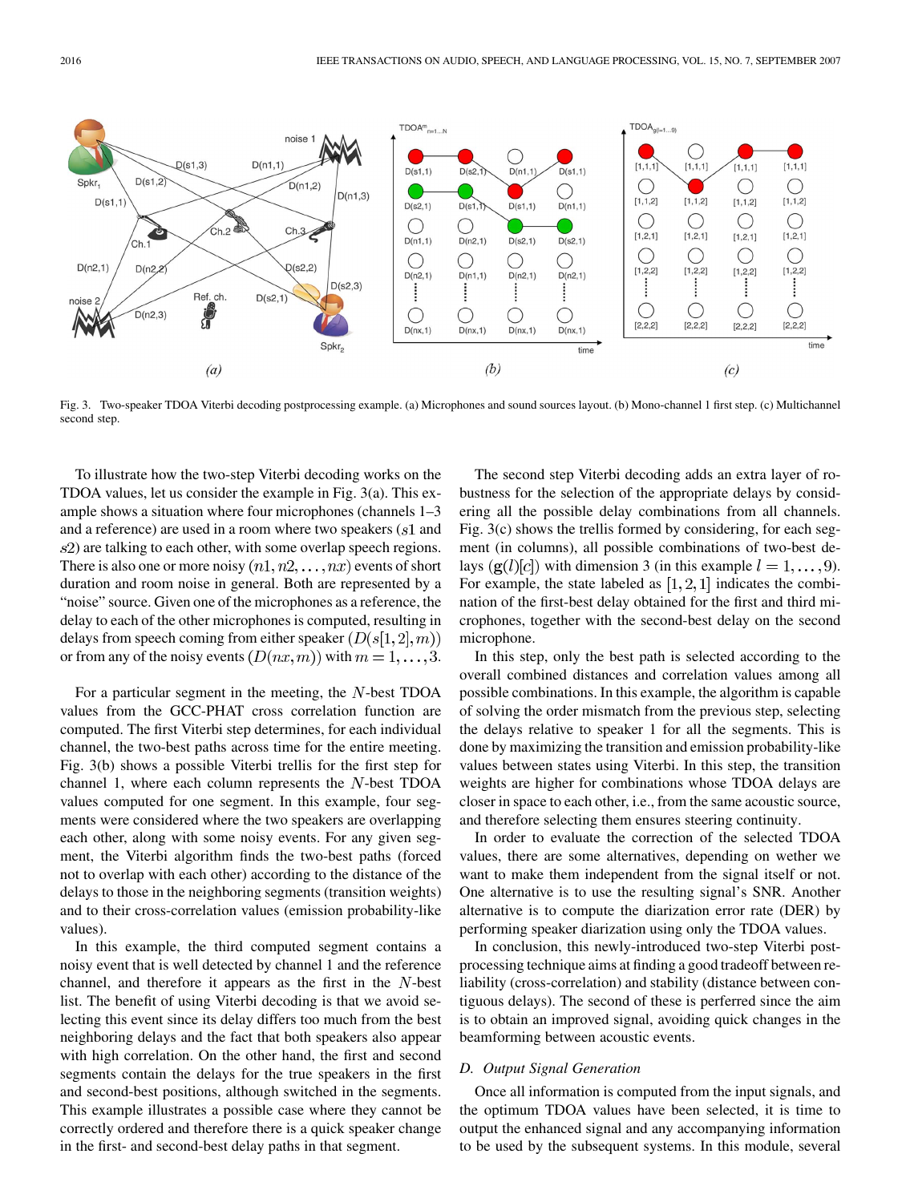Fig. 3. Two-speaker TDOA Viterbi decoding postprocessing example. (a) Microphones and sound sources layout. (b) Mono-channel 1 first step. (c) Multichannel second step.

To illustrate how the two-step Viterbi decoding works on the TDOA values, let us consider the example in Fig. 3(a). This example shows a situation where four microphones (channels 1–3 and a reference) are used in a room where two speakers ($s1$ and $s2$) are talking to each other, with some overlap speech regions. There is also one or more noisy $(n1, n2, \ldots, nx)$ events of short duration and room noise in general. Both are represented by a "noise" source. Given one of the microphones as a reference, the delay to each of the other microphones is computed, resulting in delays from speech coming from either speaker $(D(s[1,2],m))$ or from any of the noisy events $(D(nx,m))$ with $m = 1, \ldots, 3$.

For a particular segment in the meeting, the $N$-best TDOA values from the GCC-PHAT cross correlation function are computed. The first Viterbi step determines, for each individual channel, the two-best paths across time for the entire meeting. Fig. 3(b) shows a possible Viterbi trellis for the first step for channel 1, where each column represents the $N$-best TDOA values computed for one segment. In this example, four segments were considered where the two speakers are overlapping each other, along with some noisy events. For any given segment, the Viterbi algorithm finds the two-best paths (forced not to overlap with each other) according to the distance of the delays to those in the neighboring segments (transition weights) and to their cross-correlation values (emission probability-like values).

In this example, the third computed segment contains a noisy event that is well detected by channel 1 and the reference channel, and therefore it appears as the first in the $N$-best list. The benefit of using Viterbi decoding is that we avoid selecting this event since its delay differs too much from the best neighboring delays and the fact that both speakers also appear with high correlation. On the other hand, the first and second segments contain the delays for the true speakers in the first and second-best positions, although switched in the segments. This example illustrates a possible case where they cannot be correctly ordered and therefore there is a quick speaker change in the first- and second-best delay paths in that segment.

The second step Viterbi decoding adds an extra layer of robustness for the selection of the appropriate delays by considering all the possible delay combinations from all channels. Fig. 3(c) shows the trellis formed by considering, for each segment (in columns), all possible combinations of two-best delays $(\mathbf{g}(l)[c])$ with dimension 3 (in this example $l = 1, \ldots, 9$). For example, the state labeled as $[1,2,1]$ indicates the combination of the first-best delay obtained for the first and third microphones, together with the second-best delay on the second microphone.

In this step, only the best path is selected according to the overall combined distances and correlation values among all possible combinations. In this example, the algorithm is capable of solving the order mismatch from the previous step, selecting the delays relative to speaker 1 for all the segments. This is done by maximizing the transition and emission probability-like values between states using Viterbi. In this step, the transition weights are higher for combinations whose TDOA delays are closer in space to each other, i.e., from the same acoustic source, and therefore selecting them ensures steering continuity.

In order to evaluate the correction of the selected TDOA values, there are some alternatives, depending on wether we want to make them independent from the signal itself or not. One alternative is to use the resulting signal's SNR. Another alternative is to compute the diarization error rate (DER) by performing speaker diarization using only the TDOA values.

In conclusion, this newly-introduced two-step Viterbi postprocessing technique aims at finding a good tradeoff between reliability (cross-correlation) and stability (distance between contiguous delays). The second of these is perferred since the aim is to obtain an improved signal, avoiding quick changes in the beamforming between acoustic events.

### *D. Output Signal Generation*

Once all information is computed from the input signals, and the optimum TDOA values have been selected, it is time to output the enhanced signal and any accompanying information to be used by the subsequent systems. In this module, several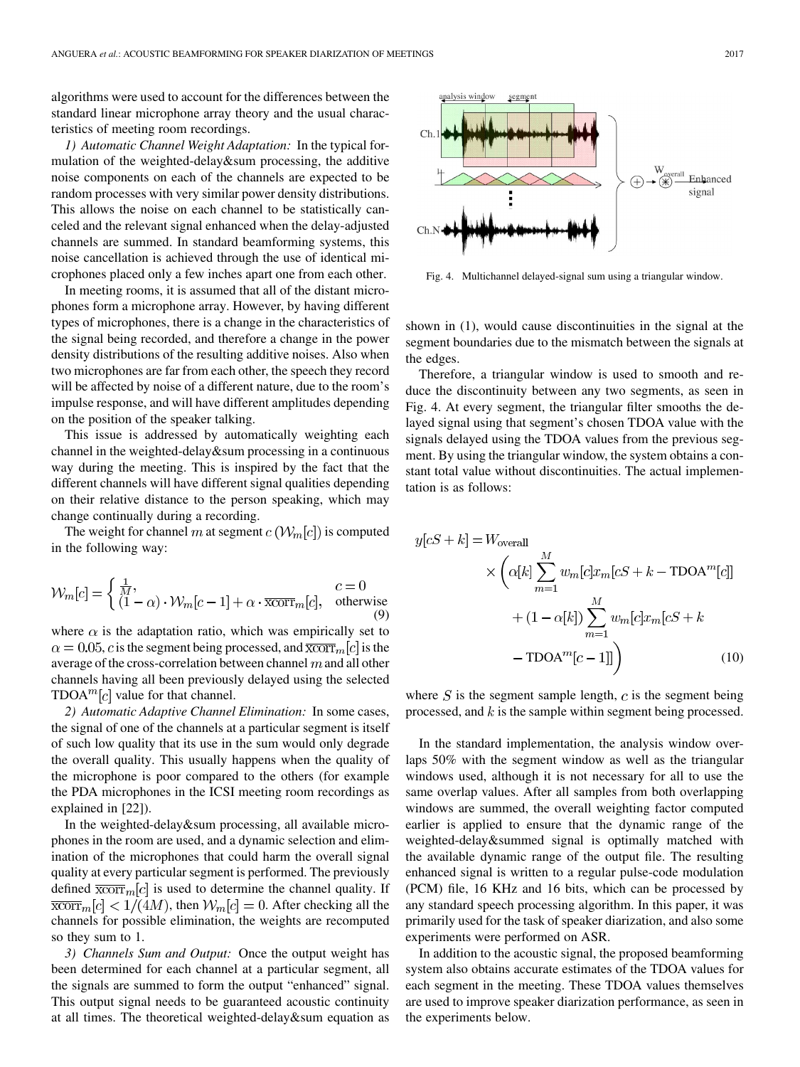algorithms were used to account for the differences between the standard linear microphone array theory and the usual characteristics of meeting room recordings.

*1) Automatic Channel Weight Adaptation:* In the typical formulation of the weighted-delay&sum processing, the additive noise components on each of the channels are expected to be random processes with very similar power density distributions. This allows the noise on each channel to be statistically canceled and the relevant signal enhanced when the delay-adjusted channels are summed. In standard beamforming systems, this noise cancellation is achieved through the use of identical microphones placed only a few inches apart one from each other.

In meeting rooms, it is assumed that all of the distant microphones form a microphone array. However, by having different types of microphones, there is a change in the characteristics of the signal being recorded, and therefore a change in the power density distributions of the resulting additive noises. Also when two microphones are far from each other, the speech they record will be affected by noise of a different nature, due to the room's impulse response, and will have different amplitudes depending on the position of the speaker talking.

This issue is addressed by automatically weighting each channel in the weighted-delay&sum processing in a continuous way during the meeting. This is inspired by the fact that the different channels will have different signal qualities depending on their relative distance to the person speaking, which may change continually during a recording.

The weight for channel $m$ at segment $c$ ($\mathcal{W}_m[c]$) is computed in the following way:

$$\mathcal{W}_m[c] = \begin{cases} \frac{1}{M}, & c = 0 \\ (1-\alpha) \cdot \mathcal{W}_m[c-1] + \alpha \cdot \overline{\text{xcorr}}_m[c], & \text{otherwise} \end{cases} \tag{9}$$

where $\alpha$ is the adaptation ratio, which was empirically set to $\alpha = 0.05$, $c$ is the segment being processed, and $\overline{\text{xcorr}}_m[c]$ is the average of the cross-correlation between channel $m$ and all other channels having all been previously delayed using the selected $\text{TDOA}^m[c]$ value for that channel.

*2) Automatic Adaptive Channel Elimination:* In some cases, the signal of one of the channels at a particular segment is itself of such low quality that its use in the sum would only degrade the overall quality. This usually happens when the quality of the microphone is poor compared to the others (for example the PDA microphones in the ICSI meeting room recordings as explained in [22]).

In the weighted-delay&sum processing, all available microphones in the room are used, and a dynamic selection and elimination of the microphones that could harm the overall signal quality at every particular segment is performed. The previously defined $\overline{\text{xcorr}}_m[c]$ is used to determine the channel quality. If $\overline{\text{xcorr}}_m[c] < 1/(4M)$, then $\mathcal{W}_m[c] = 0$. After checking all the channels for possible elimination, the weights are recomputed so they sum to 1.

*3) Channels Sum and Output:* Once the output weight has been determined for each channel at a particular segment, all the signals are summed to form the output "enhanced" signal. This output signal needs to be guaranteed acoustic continuity at all times. The theoretical weighted-delay&sum equation as shown in (1), would cause discontinuities in the signal at the segment boundaries due to the mismatch between the signals at the edges.

Fig. 4. Multichannel delayed-signal sum using a triangular window.

Therefore, a triangular window is used to smooth and reduce the discontinuity between any two segments, as seen in Fig. 4. At every segment, the triangular filter smooths the delayed signal using that segment's chosen TDOA value with the signals delayed using the TDOA values from the previous segment. By using the triangular window, the system obtains a constant total value without discontinuities. The actual implementation is as follows:

$$\begin{aligned} y[cS+k] = W_{\text{overall}} & \\ \times \Bigg( \alpha[k] & \sum_{m=1}^{M} w_m[c] x_m[cS + k - \text{TDOA}^m[c]] \\ & + (1-\alpha[k]) \sum_{m=1}^{M} w_m[c] x_m[cS + k \\ & - \text{TDOA}^m[c-1]] \Bigg) \end{aligned} \tag{10}$$

where $S$ is the segment sample length, $c$ is the segment being processed, and $k$ is the sample within segment being processed.

In the standard implementation, the analysis window overlaps 50% with the segment window as well as the triangular windows used, although it is not necessary for all to use the same overlap values. After all samples from both overlapping windows are summed, the overall weighting factor computed earlier is applied to ensure that the dynamic range of the weighted-delay&summed signal is optimally matched with the available dynamic range of the output file. The resulting enhanced signal is written to a regular pulse-code modulation (PCM) file, 16 KHz and 16 bits, which can be processed by any standard speech processing algorithm. In this paper, it was primarily used for the task of speaker diarization, and also some experiments were performed on ASR.

In addition to the acoustic signal, the proposed beamforming system also obtains accurate estimates of the TDOA values for each segment in the meeting. These TDOA values themselves are used to improve speaker diarization performance, as seen in the experiments below.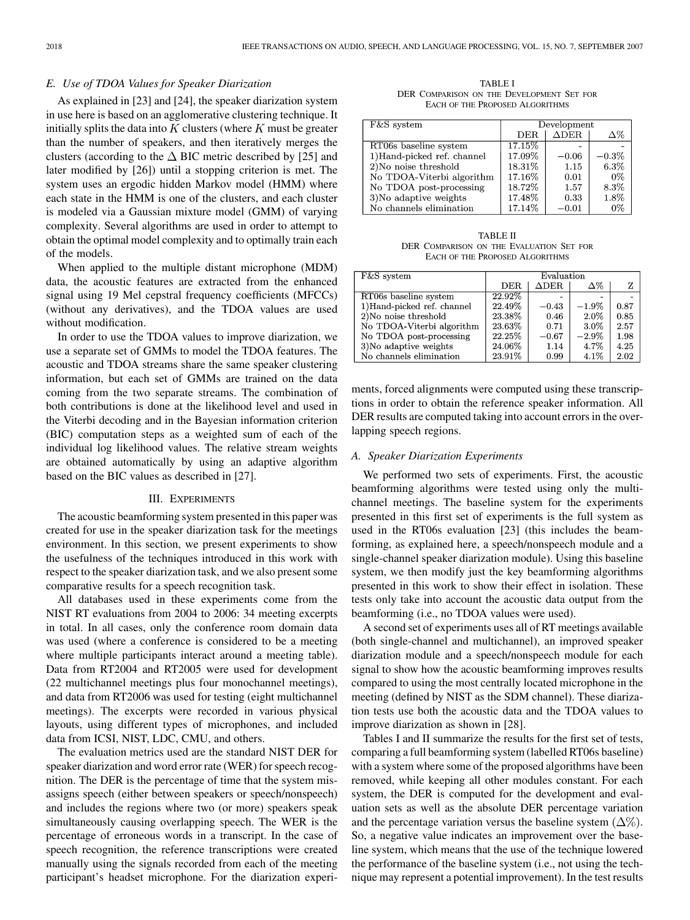### E. Use of TDOA Values for Speaker Diarization

As explained in [23] and [24], the speaker diarization system in use here is based on an agglomerative clustering technique. It initially splits the data into $K$ clusters (where $K$ must be greater than the number of speakers, and then iteratively merges the clusters (according to the $\Delta$ BIC metric described by [25] and later modified by [26]) until a stopping criterion is met. The system uses an ergodic hidden Markov model (HMM) where each state in the HMM is one of the clusters, and each cluster is modeled via a Gaussian mixture model (GMM) of varying complexity. Several algorithms are used in order to attempt to obtain the optimal model complexity and to optimally train each of the models.

When applied to the multiple distant microphone (MDM) data, the acoustic features are extracted from the enhanced signal using 19 Mel cepstral frequency coefficients (MFCCs) (without any derivatives), and the TDOA values are used without modification.

In order to use the TDOA values to improve diarization, we use a separate set of GMMs to model the TDOA features. The acoustic and TDOA streams share the same speaker clustering information, but each set of GMMs are trained on the data coming from the two separate streams. The combination of both contributions is done at the likelihood level and used in the Viterbi decoding and in the Bayesian information criterion (BIC) computation steps as a weighted sum of each of the individual log likelihood values. The relative stream weights are obtained automatically by using an adaptive algorithm based on the BIC values as described in [27].

## III. Experiments

The acoustic beamforming system presented in this paper was created for use in the speaker diarization task for the meetings environment. In this section, we present experiments to show the usefulness of the techniques introduced in this work with respect to the speaker diarization task, and we also present some comparative results for a speech recognition task.

All databases used in these experiments come from the NIST RT evaluations from 2004 to 2006: 34 meeting excerpts in total. In all cases, only the conference room domain data was used (where a conference is considered to be a meeting where multiple participants interact around a meeting table). Data from RT2004 and RT2005 were used for development (22 multichannel meetings plus four monochannel meetings), and data from RT2006 was used for testing (eight multichannel meetings). The excerpts were recorded in various physical layouts, using different types of microphones, and included data from ICSI, NIST, LDC, CMU, and others.

The evaluation metrics used are the standard NIST DER for speaker diarization and word error rate (WER) for speech recognition. The DER is the percentage of time that the system misassigns speech (either between speakers or speech/nonspeech) and includes the regions where two (or more) speakers speak simultaneously causing overlapping speech. The WER is the percentage of erroneous words in a transcript. In the case of speech recognition, the reference transcriptions were created manually using the signals recorded from each of the meeting participant's headset microphone. For the diarization experiments, forced alignments were computed using these transcriptions in order to obtain the reference speaker information. All DER results are computed taking into account errors in the overlapping speech regions.

TABLE I
DER Comparison on the Development Set for Each of the Proposed Algorithms

| F&S system | Development | | |
|---|---|---|---|
| | DER | $\Delta$DER | $\Delta$% |
| RT06s baseline system | 17.15% | - | - |
| 1)Hand-picked ref. channel | 17.09% | $-0.06$ | $-0.3$% |
| 2)No noise threshold | 18.31% | 1.15 | 6.3% |
| No TDOA-Viterbi algorithm | 17.16% | 0.01 | 0% |
| No TDOA post-processing | 18.72% | 1.57 | 8.3% |
| 3)No adaptive weights | 17.48% | 0.33 | 1.8% |
| No channels elimination | 17.14% | $-0.01$ | 0% |

TABLE II
DER Comparison on the Evaluation Set for Each of the Proposed Algorithms

| F&S system | Evaluation | | | |
|---|---|---|---|---|
| | DER | $\Delta$DER | $\Delta$% | Z |
| RT06s baseline system | 22.92% | - | - | - |
| 1)Hand-picked ref. channel | 22.49% | $-0.43$ | $-1.9$% | 0.87 |
| 2)No noise threshold | 23.38% | 0.46 | 2.0% | 0.85 |
| No TDOA-Viterbi algorithm | 23.63% | 0.71 | 3.0% | 2.57 |
| No TDOA post-processing | 22.25% | $-0.67$ | $-2.9$% | 1.98 |
| 3)No adaptive weights | 24.06% | 1.14 | 4.7% | 4.25 |
| No channels elimination | 23.91% | 0.99 | 4.1% | 2.02 |

### A. Speaker Diarization Experiments

We performed two sets of experiments. First, the acoustic beamforming algorithms were tested using only the multichannel meetings. The baseline system for the experiments presented in this first set of experiments is the full system as used in the RT06s evaluation [23] (this includes the beamforming, as explained here, a speech/nonspeech module and a single-channel speaker diarization module). Using this baseline system, we then modify just the key beamforming algorithms presented in this work to show their effect in isolation. These tests only take into account the acoustic data output from the beamforming (i.e., no TDOA values were used).

A second set of experiments uses all of RT meetings available (both single-channel and multichannel), an improved speaker diarization module and a speech/nonspeech module for each signal to show how the acoustic beamforming improves results compared to using the most centrally located microphone in the meeting (defined by NIST as the SDM channel). These diarization tests use both the acoustic data and the TDOA values to improve diarization as shown in [28].

Tables I and II summarize the results for the first set of tests, comparing a full beamforming system (labelled RT06s baseline) with a system where some of the proposed algorithms have been removed, while keeping all other modules constant. For each system, the DER is computed for the development and evaluation sets as well as the absolute DER percentage variation and the percentage variation versus the baseline system ($\Delta$%). So, a negative value indicates an improvement over the baseline system, which means that the use of the technique lowered the performance of the baseline system (i.e., not using the technique may represent a potential improvement). In the test results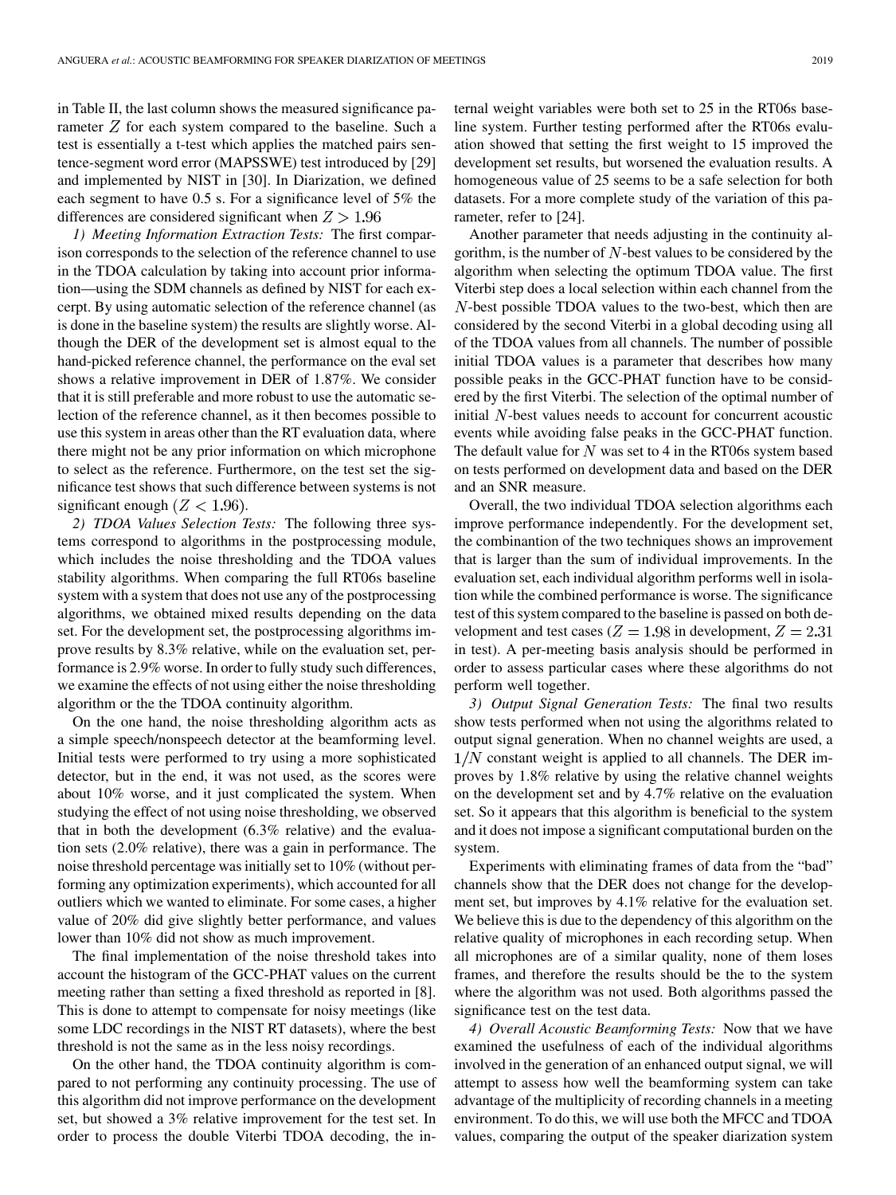in Table II, the last column shows the measured significance parameter $Z$ for each system compared to the baseline. Such a test is essentially a t-test which applies the matched pairs sentence-segment word error (MAPSSWE) test introduced by [29] and implemented by NIST in [30]. In Diarization, we defined each segment to have 0.5 s. For a significance level of 5% the differences are considered significant when $Z > 1.96$

*1) Meeting Information Extraction Tests:* The first comparison corresponds to the selection of the reference channel to use in the TDOA calculation by taking into account prior information—using the SDM channels as defined by NIST for each excerpt. By using automatic selection of the reference channel (as is done in the baseline system) the results are slightly worse. Although the DER of the development set is almost equal to the hand-picked reference channel, the performance on the eval set shows a relative improvement in DER of 1.87%. We consider that it is still preferable and more robust to use the automatic selection of the reference channel, as it then becomes possible to use this system in areas other than the RT evaluation data, where there might not be any prior information on which microphone to select as the reference. Furthermore, on the test set the significance test shows that such difference between systems is not significant enough ($Z < 1.96$).

*2) TDOA Values Selection Tests:* The following three systems correspond to algorithms in the postprocessing module, which includes the noise thresholding and the TDOA values stability algorithms. When comparing the full RT06s baseline system with a system that does not use any of the postprocessing algorithms, we obtained mixed results depending on the data set. For the development set, the postprocessing algorithms improve results by 8.3% relative, while on the evaluation set, performance is 2.9% worse. In order to fully study such differences, we examine the effects of not using either the noise thresholding algorithm or the the TDOA continuity algorithm.

On the one hand, the noise thresholding algorithm acts as a simple speech/nonspeech detector at the beamforming level. Initial tests were performed to try using a more sophisticated detector, but in the end, it was not used, as the scores were about 10% worse, and it just complicated the system. When studying the effect of not using noise thresholding, we observed that in both the development (6.3% relative) and the evaluation sets (2.0% relative), there was a gain in performance. The noise threshold percentage was initially set to 10% (without performing any optimization experiments), which accounted for all outliers which we wanted to eliminate. For some cases, a higher value of 20% did give slightly better performance, and values lower than 10% did not show as much improvement.

The final implementation of the noise threshold takes into account the histogram of the GCC-PHAT values on the current meeting rather than setting a fixed threshold as reported in [8]. This is done to attempt to compensate for noisy meetings (like some LDC recordings in the NIST RT datasets), where the best threshold is not the same as in the less noisy recordings.

On the other hand, the TDOA continuity algorithm is compared to not performing any continuity processing. The use of this algorithm did not improve performance on the development set, but showed a 3% relative improvement for the test set. In order to process the double Viterbi TDOA decoding, the internal weight variables were both set to 25 in the RT06s baseline system. Further testing performed after the RT06s evaluation showed that setting the first weight to 15 improved the development set results, but worsened the evaluation results. A homogeneous value of 25 seems to be a safe selection for both datasets. For a more complete study of the variation of this parameter, refer to [24].

Another parameter that needs adjusting in the continuity algorithm, is the number of $N$-best values to be considered by the algorithm when selecting the optimum TDOA value. The first Viterbi step does a local selection within each channel from the $N$-best possible TDOA values to the two-best, which then are considered by the second Viterbi in a global decoding using all of the TDOA values from all channels. The number of possible initial TDOA values is a parameter that describes how many possible peaks in the GCC-PHAT function have to be considered by the first Viterbi. The selection of the optimal number of initial $N$-best values needs to account for concurrent acoustic events while avoiding false peaks in the GCC-PHAT function. The default value for $N$ was set to 4 in the RT06s system based on tests performed on development data and based on the DER and an SNR measure.

Overall, the two individual TDOA selection algorithms each improve performance independently. For the development set, the combinantion of the two techniques shows an improvement that is larger than the sum of individual improvements. In the evaluation set, each individual algorithm performs well in isolation while the combined performance is worse. The significance test of this system compared to the baseline is passed on both development and test cases ($Z = 1.98$ in development, $Z = 2.31$ in test). A per-meeting basis analysis should be performed in order to assess particular cases where these algorithms do not perform well together.

*3) Output Signal Generation Tests:* The final two results show tests performed when not using the algorithms related to output signal generation. When no channel weights are used, a $1/N$ constant weight is applied to all channels. The DER improves by 1.8% relative by using the relative channel weights on the development set and by 4.7% relative on the evaluation set. So it appears that this algorithm is beneficial to the system and it does not impose a significant computational burden on the system.

Experiments with eliminating frames of data from the "bad" channels show that the DER does not change for the development set, but improves by 4.1% relative for the evaluation set. We believe this is due to the dependency of this algorithm on the relative quality of microphones in each recording setup. When all microphones are of a similar quality, none of them loses frames, and therefore the results should be the to the system where the algorithm was not used. Both algorithms passed the significance test on the test data.

*4) Overall Acoustic Beamforming Tests:* Now that we have examined the usefulness of each of the individual algorithms involved in the generation of an enhanced output signal, we will attempt to assess how well the beamforming system can take advantage of the multiplicity of recording channels in a meeting environment. To do this, we will use both the MFCC and TDOA values, comparing the output of the speaker diarization system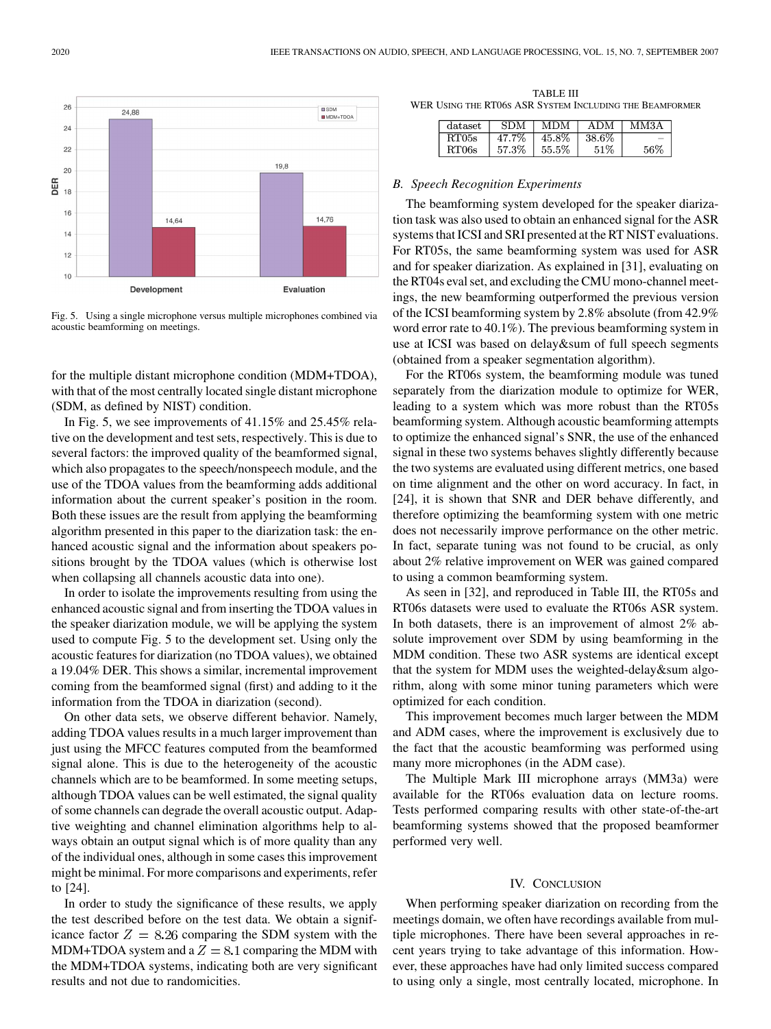26
24
22
20
18
16
14
12
10

DER

24,88

14,64

19,8

14,76

SDM
MDM+TDOA

Development

Evaluation

Fig. 5. Using a single microphone versus multiple microphones combined via acoustic beamforming on meetings.

for the multiple distant microphone condition (MDM+TDOA), with that of the most centrally located single distant microphone (SDM, as defined by NIST) condition.

In Fig. 5, we see improvements of 41.15% and 25.45% relative on the development and test sets, respectively. This is due to several factors: the improved quality of the beamformed signal, which also propagates to the speech/nonspeech module, and the use of the TDOA values from the beamforming adds additional information about the current speaker's position in the room. Both these issues are the result from applying the beamforming algorithm presented in this paper to the diarization task: the enhanced acoustic signal and the information about speakers positions brought by the TDOA values (which is otherwise lost when collapsing all channels acoustic data into one).

In order to isolate the improvements resulting from using the enhanced acoustic signal and from inserting the TDOA values in the speaker diarization module, we will be applying the system used to compute Fig. 5 to the development set. Using only the acoustic features for diarization (no TDOA values), we obtained a 19.04% DER. This shows a similar, incremental improvement coming from the beamformed signal (first) and adding to it the information from the TDOA in diarization (second).

On other data sets, we observe different behavior. Namely, adding TDOA values results in a much larger improvement than just using the MFCC features computed from the beamformed signal alone. This is due to the heterogeneity of the acoustic channels which are to be beamformed. In some meeting setups, although TDOA values can be well estimated, the signal quality of some channels can degrade the overall acoustic output. Adaptive weighting and channel elimination algorithms help to always obtain an output signal which is of more quality than any of the individual ones, although in some cases this improvement might be minimal. For more comparisons and experiments, refer to [24].

In order to study the significance of these results, we apply the test described before on the test data. We obtain a significance factor $Z = 8.26$ comparing the SDM system with the MDM+TDOA system and a $Z = 8.1$ comparing the MDM with the MDM+TDOA systems, indicating both are very significant results and not due to randomicities.

TABLE III
WER Using the RT06s ASR System Including the Beamformer

| dataset | SDM | MDM | ADM | MM3A |
|---|---|---|---|---|
| RT05s | 47.7% | 45.8% | 38.6% | – |
| RT06s | 57.3% | 55.5% | 51% | 56% |

### B. Speech Recognition Experiments

The beamforming system developed for the speaker diarization task was also used to obtain an enhanced signal for the ASR systems that ICSI and SRI presented at the RT NIST evaluations. For RT05s, the same beamforming system was used for ASR and for speaker diarization. As explained in [31], evaluating on the RT04s eval set, and excluding the CMU mono-channel meetings, the new beamforming outperformed the previous version of the ICSI beamforming system by 2.8% absolute (from 42.9% word error rate to 40.1%). The previous beamforming system in use at ICSI was based on delay&sum of full speech segments (obtained from a speaker segmentation algorithm).

For the RT06s system, the beamforming module was tuned separately from the diarization module to optimize for WER, leading to a system which was more robust than the RT05s beamforming system. Although acoustic beamforming attempts to optimize the enhanced signal's SNR, the use of the enhanced signal in these two systems behaves slightly differently because the two systems are evaluated using different metrics, one based on time alignment and the other on word accuracy. In fact, in [24], it is shown that SNR and DER behave differently, and therefore optimizing the beamforming system with one metric does not necessarily improve performance on the other metric. In fact, separate tuning was not found to be crucial, as only about 2% relative improvement on WER was gained compared to using a common beamforming system.

As seen in [32], and reproduced in Table III, the RT05s and RT06s datasets were used to evaluate the RT06s ASR system. In both datasets, there is an improvement of almost 2% absolute improvement over SDM by using beamforming in the MDM condition. These two ASR systems are identical except that the system for MDM uses the weighted-delay&sum algorithm, along with some minor tuning parameters which were optimized for each condition.

This improvement becomes much larger between the MDM and ADM cases, where the improvement is exclusively due to the fact that the acoustic beamforming was performed using many more microphones (in the ADM case).

The Multiple Mark III microphone arrays (MM3a) were available for the RT06s evaluation data on lecture rooms. Tests performed comparing results with other state-of-the-art beamforming systems showed that the proposed beamformer performed very well.

## IV. Conclusion

When performing speaker diarization on recording from the meetings domain, we often have recordings available from multiple microphones. There have been several approaches in recent years trying to take advantage of this information. However, these approaches have had only limited success compared to using only a single, most centrally located, microphone. In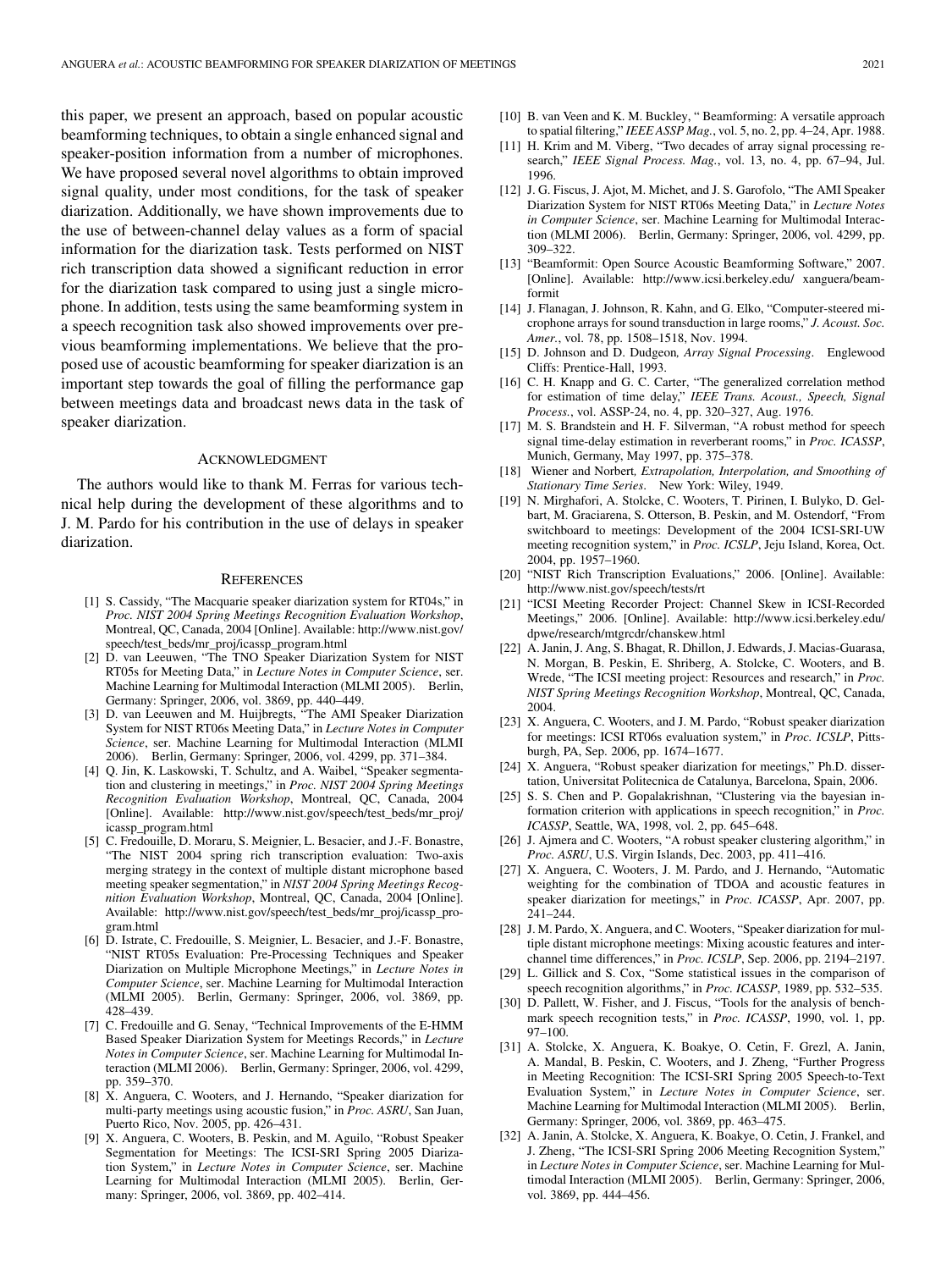this paper, we present an approach, based on popular acoustic beamforming techniques, to obtain a single enhanced signal and speaker-position information from a number of microphones. We have proposed several novel algorithms to obtain improved signal quality, under most conditions, for the task of speaker diarization. Additionally, we have shown improvements due to the use of between-channel delay values as a form of spacial information for the diarization task. Tests performed on NIST rich transcription data showed a significant reduction in error for the diarization task compared to using just a single microphone. In addition, tests using the same beamforming system in a speech recognition task also showed improvements over previous beamforming implementations. We believe that the proposed use of acoustic beamforming for speaker diarization is an important step towards the goal of filling the performance gap between meetings data and broadcast news data in the task of speaker diarization.

## Acknowledgment

The authors would like to thank M. Ferras for various technical help during the development of these algorithms and to J. M. Pardo for his contribution in the use of delays in speaker diarization.

## References

[1] S. Cassidy, "The Macquarie speaker diarization system for RT04s," in *Proc. NIST 2004 Spring Meetings Recognition Evaluation Workshop*, Montreal, QC, Canada, 2004 [Online]. Available: http://www.nist.gov/speech/test_beds/mr_proj/icassp_program.html

[2] D. van Leeuwen, "The TNO Speaker Diarization System for NIST RT05s for Meeting Data," in *Lecture Notes in Computer Science*, ser. Machine Learning for Multimodal Interaction (MLMI 2005). Berlin, Germany: Springer, 2006, vol. 3869, pp. 440–449.

[3] D. van Leeuwen and M. Huijbregts, "The AMI Speaker Diarization System for NIST RT06s Meeting Data," in *Lecture Notes in Computer Science*, ser. Machine Learning for Multimodal Interaction (MLMI 2006). Berlin, Germany: Springer, 2006, vol. 4299, pp. 371–384.

[4] Q. Jin, K. Laskowski, T. Schultz, and A. Waibel, "Speaker segmentation and clustering in meetings," in *Proc. NIST 2004 Spring Meetings Recognition Evaluation Workshop*, Montreal, QC, Canada, 2004 [Online]. Available: http://www.nist.gov/speech/test_beds/mr_proj/icassp_program.html

[5] C. Fredouille, D. Moraru, S. Meignier, L. Besacier, and J.-F. Bonastre, "The NIST 2004 spring rich transcription evaluation: Two-axis merging strategy in the context of multiple distant microphone based meeting speaker segmentation," in *NIST 2004 Spring Meetings Recognition Evaluation Workshop*, Montreal, QC, Canada, 2004 [Online]. Available: http://www.nist.gov/speech/test_beds/mr_proj/icassp_program.html

[6] D. Istrate, C. Fredouille, S. Meignier, L. Besacier, and J.-F. Bonastre, "NIST RT05s Evaluation: Pre-Processing Techniques and Speaker Diarization on Multiple Microphone Meetings," in *Lecture Notes in Computer Science*, ser. Machine Learning for Multimodal Interaction (MLMI 2005). Berlin, Germany: Springer, 2006, vol. 3869, pp. 428–439.

[7] C. Fredouille and G. Senay, "Technical Improvements of the E-HMM Based Speaker Diarization System for Meetings Records," in *Lecture Notes in Computer Science*, ser. Machine Learning for Multimodal Interaction (MLMI 2006). Berlin, Germany: Springer, 2006, vol. 4299, pp. 359–370.

[8] X. Anguera, C. Wooters, and J. Hernando, "Speaker diarization for multi-party meetings using acoustic fusion," in *Proc. ASRU*, San Juan, Puerto Rico, Nov. 2005, pp. 426–431.

[9] X. Anguera, C. Wooters, B. Peskin, and M. Aguilo, "Robust Speaker Segmentation for Meetings: The ICSI-SRI Spring 2005 Diarization System," in *Lecture Notes in Computer Science*, ser. Machine Learning for Multimodal Interaction (MLMI 2005). Berlin, Germany: Springer, 2006, vol. 3869, pp. 402–414.

[10] B. van Veen and K. M. Buckley, " Beamforming: A versatile approach to spatial filtering," *IEEE ASSP Mag.*, vol. 5, no. 2, pp. 4–24, Apr. 1988.

[11] H. Krim and M. Viberg, "Two decades of array signal processing research," *IEEE Signal Process. Mag.*, vol. 13, no. 4, pp. 67–94, Jul. 1996.

[12] J. G. Fiscus, J. Ajot, M. Michet, and J. S. Garofolo, "The AMI Speaker Diarization System for NIST RT06s Meeting Data," in *Lecture Notes in Computer Science*, ser. Machine Learning for Multimodal Interaction (MLMI 2006). Berlin, Germany: Springer, 2006, vol. 4299, pp. 309–322.

[13] "Beamformit: Open Source Acoustic Beamforming Software," 2007. [Online]. Available: http://www.icsi.berkeley.edu/ xanguera/beamformit

[14] J. Flanagan, J. Johnson, R. Kahn, and G. Elko, "Computer-steered microphone arrays for sound transduction in large rooms," *J. Acoust. Soc. Amer.*, vol. 78, pp. 1508–1518, Nov. 1994.

[15] D. Johnson and D. Dudgeon, *Array Signal Processing*. Englewood Cliffs: Prentice-Hall, 1993.

[16] C. H. Knapp and G. C. Carter, "The generalized correlation method for estimation of time delay," *IEEE Trans. Acoust., Speech, Signal Process.*, vol. ASSP-24, no. 4, pp. 320–327, Aug. 1976.

[17] M. S. Brandstein and H. F. Silverman, "A robust method for speech signal time-delay estimation in reverberant rooms," in *Proc. ICASSP*, Munich, Germany, May 1997, pp. 375–378.

[18] Wiener and Norbert, *Extrapolation, Interpolation, and Smoothing of Stationary Time Series*. New York: Wiley, 1949.

[19] N. Mirghafori, A. Stolcke, C. Wooters, T. Pirinen, I. Bulyko, D. Gelbart, M. Graciarena, S. Otterson, B. Peskin, and M. Ostendorf, "From switchboard to meetings: Development of the 2004 ICSI-SRI-UW meeting recognition system," in *Proc. ICSLP*, Jeju Island, Korea, Oct. 2004, pp. 1957–1960.

[20] "NIST Rich Transcription Evaluations," 2006. [Online]. Available: http://www.nist.gov/speech/tests/rt

[21] "ICSI Meeting Recorder Project: Channel Skew in ICSI-Recorded Meetings," 2006. [Online]. Available: http://www.icsi.berkeley.edu/dpwe/research/mtgrcdr/chanskew.html

[22] A. Janin, J. Ang, S. Bhagat, R. Dhillon, J. Edwards, J. Macias-Guarasa, N. Morgan, B. Peskin, E. Shriberg, A. Stolcke, C. Wooters, and B. Wrede, "The ICSI meeting project: Resources and research," in *Proc. NIST Spring Meetings Recognition Workshop*, Montreal, QC, Canada, 2004.

[23] X. Anguera, C. Wooters, and J. M. Pardo, "Robust speaker diarization for meetings: ICSI RT06s evaluation system," in *Proc. ICSLP*, Pittsburgh, PA, Sep. 2006, pp. 1674–1677.

[24] X. Anguera, "Robust speaker diarization for meetings," Ph.D. dissertation, Universitat Politecnica de Catalunya, Barcelona, Spain, 2006.

[25] S. S. Chen and P. Gopalakrishnan, "Clustering via the bayesian information criterion with applications in speech recognition," in *Proc. ICASSP*, Seattle, WA, 1998, vol. 2, pp. 645–648.

[26] J. Ajmera and C. Wooters, "A robust speaker clustering algorithm," in *Proc. ASRU*, U.S. Virgin Islands, Dec. 2003, pp. 411–416.

[27] X. Anguera, C. Wooters, J. M. Pardo, and J. Hernando, "Automatic weighting for the combination of TDOA and acoustic features in speaker diarization for meetings," in *Proc. ICASSP*, Apr. 2007, pp. 241–244.

[28] J. M. Pardo, X. Anguera, and C. Wooters, "Speaker diarization for multiple distant microphone meetings: Mixing acoustic features and interchannel time differences," in *Proc. ICSLP*, Sep. 2006, pp. 2194–2197.

[29] L. Gillick and S. Cox, "Some statistical issues in the comparison of speech recognition algorithms," in *Proc. ICASSP*, 1989, pp. 532–535.

[30] D. Pallett, W. Fisher, and J. Fiscus, "Tools for the analysis of benchmark speech recognition tests," in *Proc. ICASSP*, 1990, vol. 1, pp. 97–100.

[31] A. Stolcke, X. Anguera, K. Boakye, O. Cetin, F. Grezl, A. Janin, A. Mandal, B. Peskin, C. Wooters, and J. Zheng, "Further Progress in Meeting Recognition: The ICSI-SRI Spring 2005 Speech-to-Text Evaluation System," in *Lecture Notes in Computer Science*, ser. Machine Learning for Multimodal Interaction (MLMI 2005). Berlin, Germany: Springer, 2006, vol. 3869, pp. 463–475.

[32] A. Janin, A. Stolcke, X. Anguera, K. Boakye, O. Cetin, J. Frankel, and J. Zheng, "The ICSI-SRI Spring 2006 Meeting Recognition System," in *Lecture Notes in Computer Science*, ser. Machine Learning for Multimodal Interaction (MLMI 2005). Berlin, Germany: Springer, 2006, vol. 3869, pp. 444–456.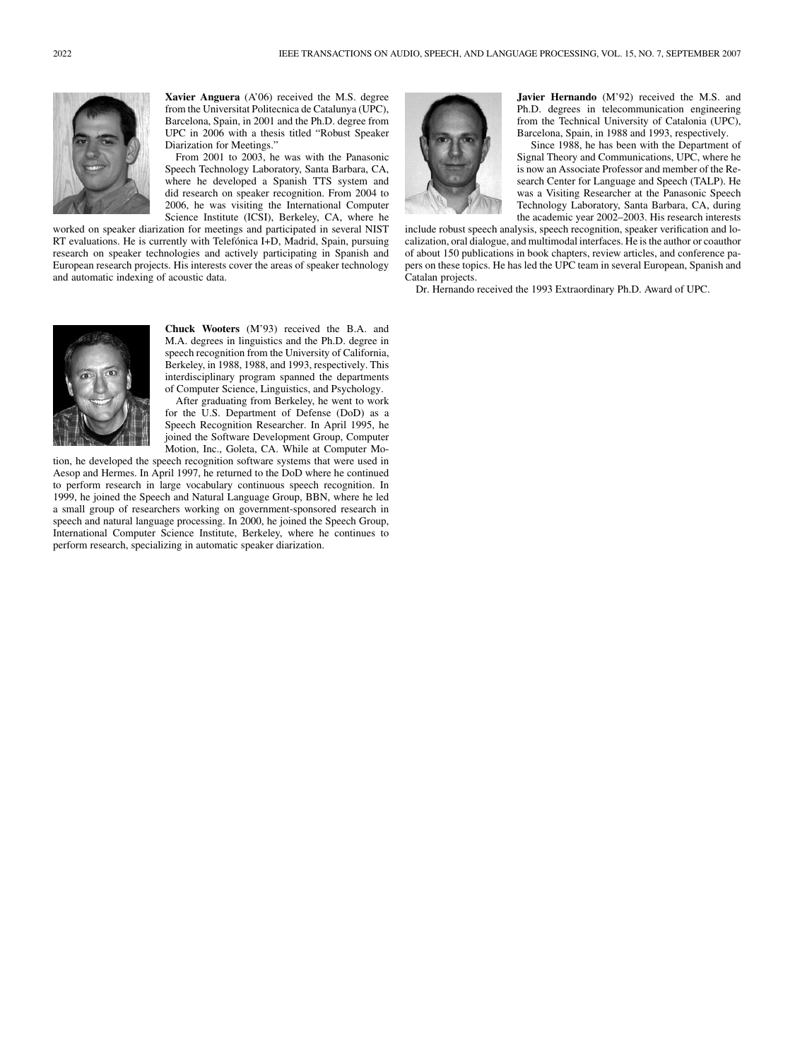**Xavier Anguera** (A'06) received the M.S. degree from the Universitat Politecnica de Catalunya (UPC), Barcelona, Spain, in 2001 and the Ph.D. degree from UPC in 2006 with a thesis titled "Robust Speaker Diarization for Meetings."

From 2001 to 2003, he was with the Panasonic Speech Technology Laboratory, Santa Barbara, CA, where he developed a Spanish TTS system and did research on speaker recognition. From 2004 to 2006, he was visiting the International Computer Science Institute (ICSI), Berkeley, CA, where he worked on speaker diarization for meetings and participated in several NIST RT evaluations. He is currently with Telefónica I+D, Madrid, Spain, pursuing research on speaker technologies and actively participating in Spanish and European research projects. His interests cover the areas of speaker technology and automatic indexing of acoustic data.

**Chuck Wooters** (M'93) received the B.A. and M.A. degrees in linguistics and the Ph.D. degree in speech recognition from the University of California, Berkeley, in 1988, 1988, and 1993, respectively. This interdisciplinary program spanned the departments of Computer Science, Linguistics, and Psychology.

After graduating from Berkeley, he went to work for the U.S. Department of Defense (DoD) as a Speech Recognition Researcher. In April 1995, he joined the Software Development Group, Computer Motion, Inc., Goleta, CA. While at Computer Motion, he developed the speech recognition software systems that were used in Aesop and Hermes. In April 1997, he returned to the DoD where he continued to perform research in large vocabulary continuous speech recognition. In 1999, he joined the Speech and Natural Language Group, BBN, where he led a small group of researchers working on government-sponsored research in speech and natural language processing. In 2000, he joined the Speech Group, International Computer Science Institute, Berkeley, where he continues to perform research, specializing in automatic speaker diarization.

**Javier Hernando** (M'92) received the M.S. and Ph.D. degrees in telecommunication engineering from the Technical University of Catalonia (UPC), Barcelona, Spain, in 1988 and 1993, respectively.

Since 1988, he has been with the Department of Signal Theory and Communications, UPC, where he is now an Associate Professor and member of the Research Center for Language and Speech (TALP). He was a Visiting Researcher at the Panasonic Speech Technology Laboratory, Santa Barbara, CA, during the academic year 2002–2003. His research interests include robust speech analysis, speech recognition, speaker verification and localization, oral dialogue, and multimodal interfaces. He is the author or coauthor of about 150 publications in book chapters, review articles, and conference papers on these topics. He has led the UPC team in several European, Spanish and Catalan projects.

Dr. Hernando received the 1993 Extraordinary Ph.D. Award of UPC.